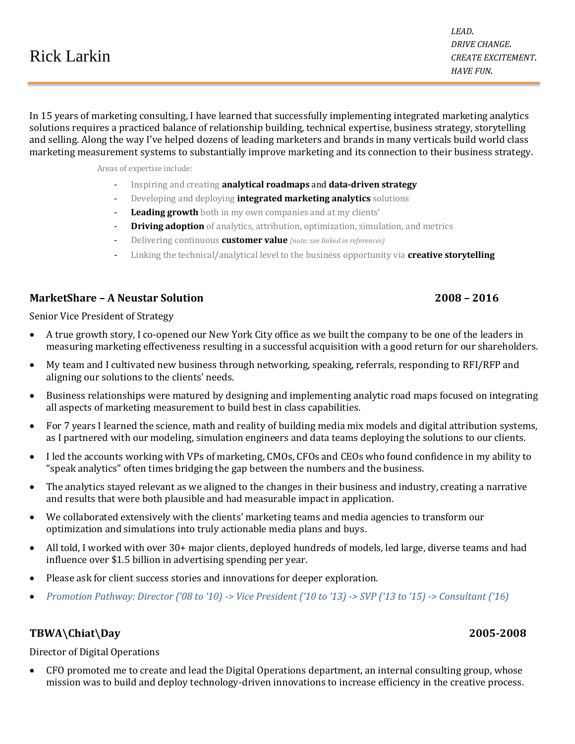# Rick Larkin

*LEAD.*
*DRIVE CHANGE.*
*CREATE EXCITEMENT.*
*HAVE FUN.*

---

In 15 years of marketing consulting, I have learned that successfully implementing integrated marketing analytics solutions requires a practiced balance of relationship building, technical expertise, business strategy, storytelling and selling. Along the way I've helped dozens of leading marketers and brands in many verticals build world class marketing measurement systems to substantially improve marketing and its connection to their business strategy.

Areas of expertise include:

- Inspiring and creating **analytical roadmaps** and **data-driven strategy**
- Developing and deploying **integrated marketing analytics** solutions
- **Leading growth** both in my own companies and at my clients'
- **Driving adoption** of analytics, attribution, optimization, simulation, and metrics
- Delivering continuous **customer value** *(note: see linked in references)*
- Linking the technical/analytical level to the business opportunity via **creative storytelling**

## MarketShare – A Neustar Solution — 2008 – 2016

Senior Vice President of Strategy

- A true growth story, I co-opened our New York City office as we built the company to be one of the leaders in measuring marketing effectiveness resulting in a successful acquisition with a good return for our shareholders.
- My team and I cultivated new business through networking, speaking, referrals, responding to RFI/RFP and aligning our solutions to the clients' needs.
- Business relationships were matured by designing and implementing analytic road maps focused on integrating all aspects of marketing measurement to build best in class capabilities.
- For 7 years I learned the science, math and reality of building media mix models and digital attribution systems, as I partnered with our modeling, simulation engineers and data teams deploying the solutions to our clients.
- I led the accounts working with VPs of marketing, CMOs, CFOs and CEOs who found confidence in my ability to "speak analytics" often times bridging the gap between the numbers and the business.
- The analytics stayed relevant as we aligned to the changes in their business and industry, creating a narrative and results that were both plausible and had measurable impact in application.
- We collaborated extensively with the clients' marketing teams and media agencies to transform our optimization and simulations into truly actionable media plans and buys.
- All told, I worked with over 30+ major clients, deployed hundreds of models, led large, diverse teams and had influence over $1.5 billion in advertising spending per year.
- Please ask for client success stories and innovations for deeper exploration.
- *Promotion Pathway: Director ('08 to '10) -> Vice President ('10 to '13) -> SVP ('13 to '15) -> Consultant ('16)*

## TBWA\Chiat\Day — 2005-2008

Director of Digital Operations

- CFO promoted me to create and lead the Digital Operations department, an internal consulting group, whose mission was to build and deploy technology-driven innovations to increase efficiency in the creative process.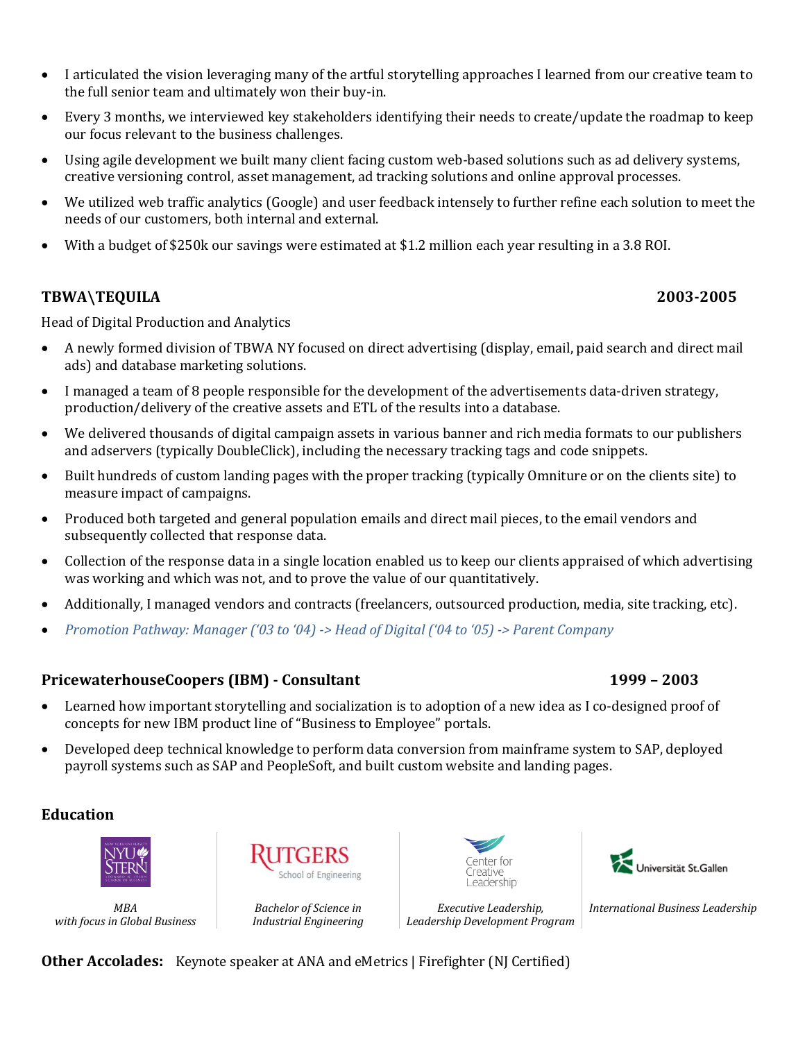- I articulated the vision leveraging many of the artful storytelling approaches I learned from our creative team to the full senior team and ultimately won their buy-in.
- Every 3 months, we interviewed key stakeholders identifying their needs to create/update the roadmap to keep our focus relevant to the business challenges.
- Using agile development we built many client facing custom web-based solutions such as ad delivery systems, creative versioning control, asset management, ad tracking solutions and online approval processes.
- We utilized web traffic analytics (Google) and user feedback intensely to further refine each solution to meet the needs of our customers, both internal and external.
- With a budget of $250k our savings were estimated at $1.2 million each year resulting in a 3.8 ROI.

**TBWA\TEQUILA** **2003-2005**

Head of Digital Production and Analytics

- A newly formed division of TBWA NY focused on direct advertising (display, email, paid search and direct mail ads) and database marketing solutions.
- I managed a team of 8 people responsible for the development of the advertisements data-driven strategy, production/delivery of the creative assets and ETL of the results into a database.
- We delivered thousands of digital campaign assets in various banner and rich media formats to our publishers and adservers (typically DoubleClick), including the necessary tracking tags and code snippets.
- Built hundreds of custom landing pages with the proper tracking (typically Omniture or on the clients site) to measure impact of campaigns.
- Produced both targeted and general population emails and direct mail pieces, to the email vendors and subsequently collected that response data.
- Collection of the response data in a single location enabled us to keep our clients appraised of which advertising was working and which was not, and to prove the value of our quantitatively.
- Additionally, I managed vendors and contracts (freelancers, outsourced production, media, site tracking, etc).
- *Promotion Pathway: Manager ('03 to '04) -> Head of Digital ('04 to '05) -> Parent Company*

**PricewaterhouseCoopers (IBM) - Consultant** **1999 – 2003**

- Learned how important storytelling and socialization is to adoption of a new idea as I co-designed proof of concepts for new IBM product line of "Business to Employee" portals.
- Developed deep technical knowledge to perform data conversion from mainframe system to SAP, deployed payroll systems such as SAP and PeopleSoft, and built custom website and landing pages.

## Education

| NYU Stern | Rutgers School of Engineering | Center for Creative Leadership | Universität St.Gallen |
| --- | --- | --- | --- |
| *MBA with focus in Global Business* | *Bachelor of Science in Industrial Engineering* | *Executive Leadership, Leadership Development Program* | *International Business Leadership* |

**Other Accolades:** Keynote speaker at ANA and eMetrics | Firefighter (NJ Certified)